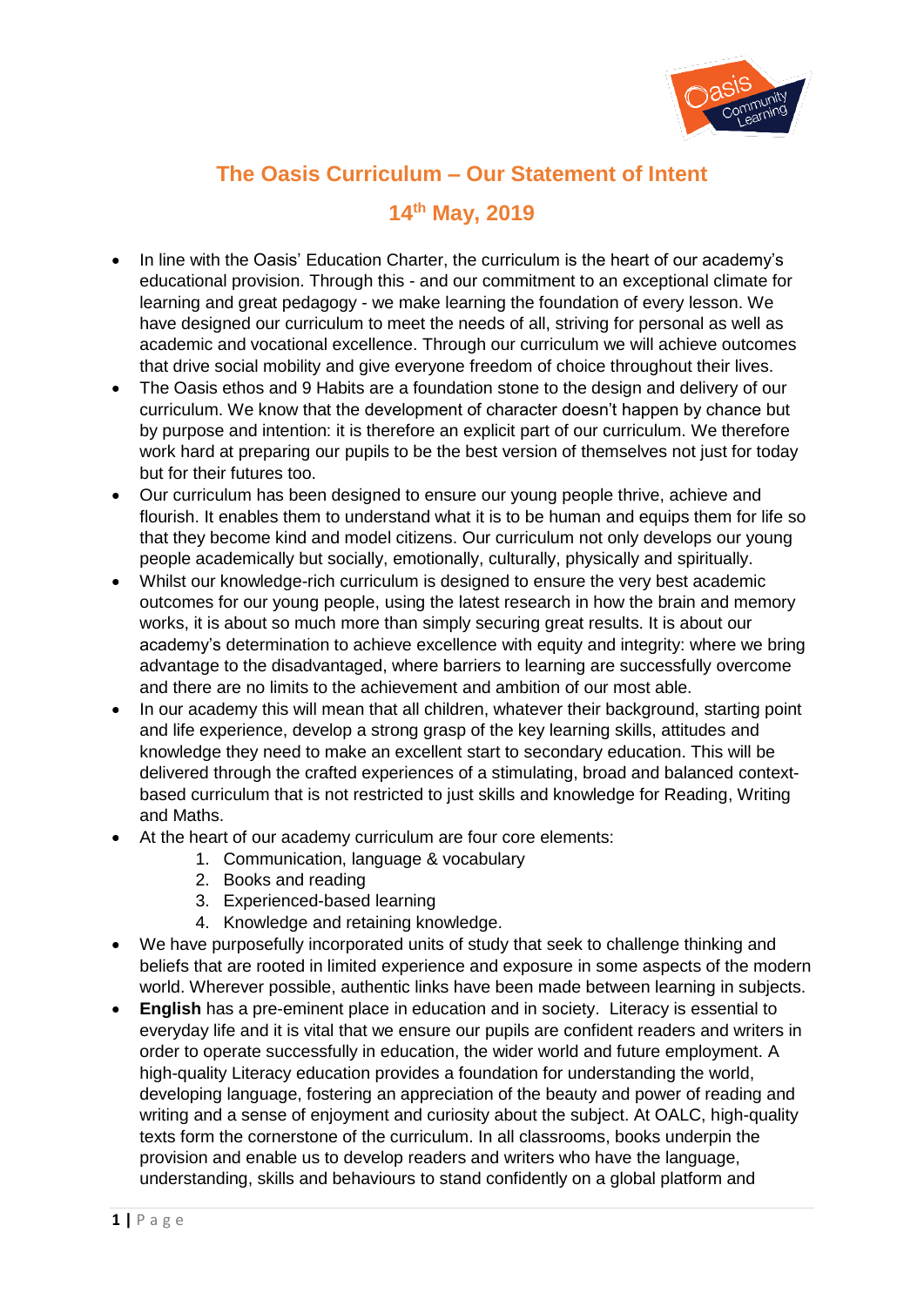# The Oasis Curriculum – Our Statement of Intent

## 14th May, 2019

- In line with the Oasis' Education Charter, the curriculum is the heart of our academy's educational provision. Through this - and our commitment to an exceptional climate for learning and great pedagogy - we make learning the foundation of every lesson. We have designed our curriculum to meet the needs of all, striving for personal as well as academic and vocational excellence. Through our curriculum we will achieve outcomes that drive social mobility and give everyone freedom of choice throughout their lives.
- The Oasis ethos and 9 Habits are a foundation stone to the design and delivery of our curriculum. We know that the development of character doesn't happen by chance but by purpose and intention: it is therefore an explicit part of our curriculum. We therefore work hard at preparing our pupils to be the best version of themselves not just for today but for their futures too.
- Our curriculum has been designed to ensure our young people thrive, achieve and flourish. It enables them to understand what it is to be human and equips them for life so that they become kind and model citizens. Our curriculum not only develops our young people academically but socially, emotionally, culturally, physically and spiritually.
- Whilst our knowledge-rich curriculum is designed to ensure the very best academic outcomes for our young people, using the latest research in how the brain and memory works, it is about so much more than simply securing great results. It is about our academy's determination to achieve excellence with equity and integrity: where we bring advantage to the disadvantaged, where barriers to learning are successfully overcome and there are no limits to the achievement and ambition of our most able.
- In our academy this will mean that all children, whatever their background, starting point and life experience, develop a strong grasp of the key learning skills, attitudes and knowledge they need to make an excellent start to secondary education. This will be delivered through the crafted experiences of a stimulating, broad and balanced context-based curriculum that is not restricted to just skills and knowledge for Reading, Writing and Maths.
- At the heart of our academy curriculum are four core elements:
    1. Communication, language & vocabulary
    2. Books and reading
    3. Experienced-based learning
    4. Knowledge and retaining knowledge.
- We have purposefully incorporated units of study that seek to challenge thinking and beliefs that are rooted in limited experience and exposure in some aspects of the modern world. Wherever possible, authentic links have been made between learning in subjects.
- **English** has a pre-eminent place in education and in society. Literacy is essential to everyday life and it is vital that we ensure our pupils are confident readers and writers in order to operate successfully in education, the wider world and future employment. A high-quality Literacy education provides a foundation for understanding the world, developing language, fostering an appreciation of the beauty and power of reading and writing and a sense of enjoyment and curiosity about the subject. At OALC, high-quality texts form the cornerstone of the curriculum. In all classrooms, books underpin the provision and enable us to develop readers and writers who have the language, understanding, skills and behaviours to stand confidently on a global platform and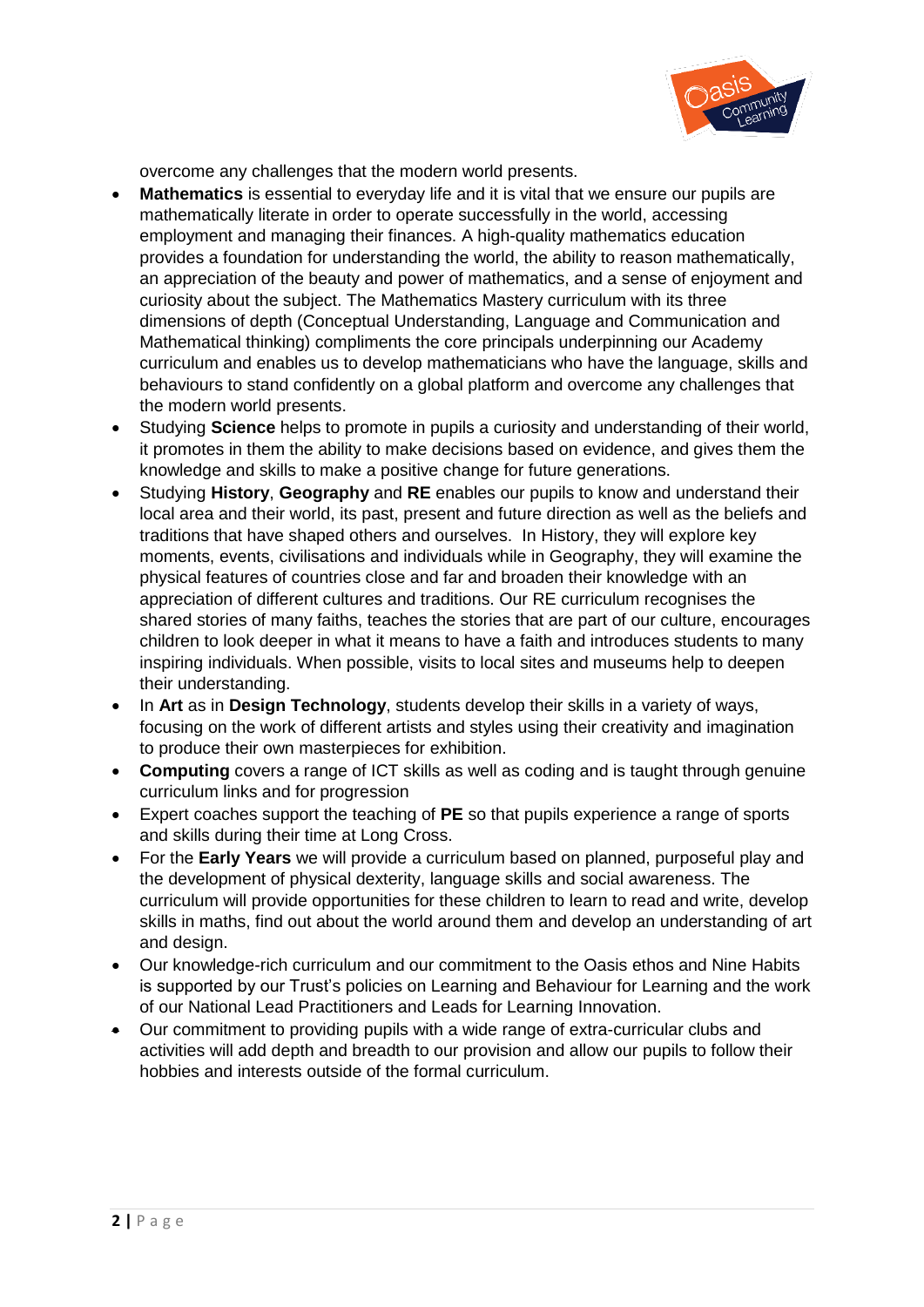overcome any challenges that the modern world presents.

- **Mathematics** is essential to everyday life and it is vital that we ensure our pupils are mathematically literate in order to operate successfully in the world, accessing employment and managing their finances. A high-quality mathematics education provides a foundation for understanding the world, the ability to reason mathematically, an appreciation of the beauty and power of mathematics, and a sense of enjoyment and curiosity about the subject. The Mathematics Mastery curriculum with its three dimensions of depth (Conceptual Understanding, Language and Communication and Mathematical thinking) compliments the core principals underpinning our Academy curriculum and enables us to develop mathematicians who have the language, skills and behaviours to stand confidently on a global platform and overcome any challenges that the modern world presents.
- Studying **Science** helps to promote in pupils a curiosity and understanding of their world, it promotes in them the ability to make decisions based on evidence, and gives them the knowledge and skills to make a positive change for future generations.
- Studying **History**, **Geography** and **RE** enables our pupils to know and understand their local area and their world, its past, present and future direction as well as the beliefs and traditions that have shaped others and ourselves. In History, they will explore key moments, events, civilisations and individuals while in Geography, they will examine the physical features of countries close and far and broaden their knowledge with an appreciation of different cultures and traditions. Our RE curriculum recognises the shared stories of many faiths, teaches the stories that are part of our culture, encourages children to look deeper in what it means to have a faith and introduces students to many inspiring individuals. When possible, visits to local sites and museums help to deepen their understanding.
- In **Art** as in **Design Technology**, students develop their skills in a variety of ways, focusing on the work of different artists and styles using their creativity and imagination to produce their own masterpieces for exhibition.
- **Computing** covers a range of ICT skills as well as coding and is taught through genuine curriculum links and for progression
- Expert coaches support the teaching of **PE** so that pupils experience a range of sports and skills during their time at Long Cross.
- For the **Early Years** we will provide a curriculum based on planned, purposeful play and the development of physical dexterity, language skills and social awareness. The curriculum will provide opportunities for these children to learn to read and write, develop skills in maths, find out about the world around them and develop an understanding of art and design.
- Our knowledge-rich curriculum and our commitment to the Oasis ethos and Nine Habits is supported by our Trust's policies on Learning and Behaviour for Learning and the work of our National Lead Practitioners and Leads for Learning Innovation.
- Our commitment to providing pupils with a wide range of extra-curricular clubs and activities will add depth and breadth to our provision and allow our pupils to follow their hobbies and interests outside of the formal curriculum.